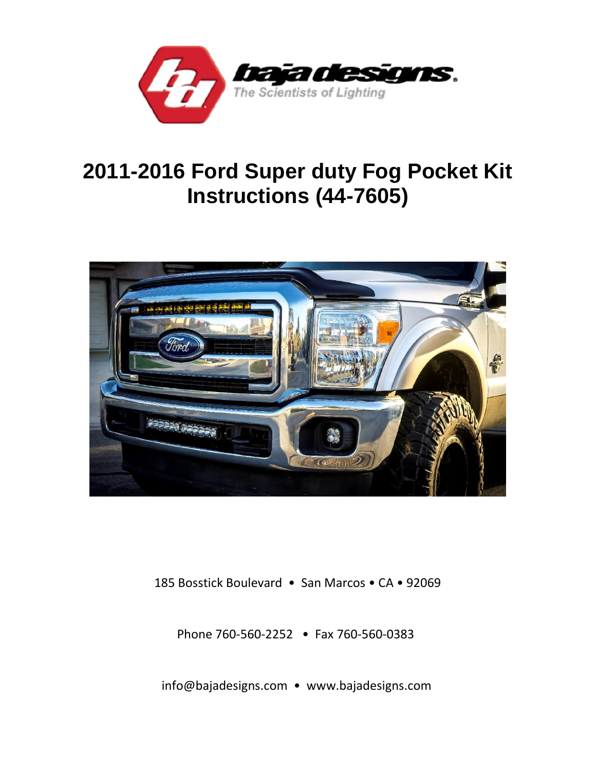# 2011-2016 Ford Super duty Fog Pocket Kit Instructions (44-7605)

185 Bosstick Boulevard • San Marcos • CA • 92069

Phone 760-560-2252 • Fax 760-560-0383

info@bajadesigns.com • www.bajadesigns.com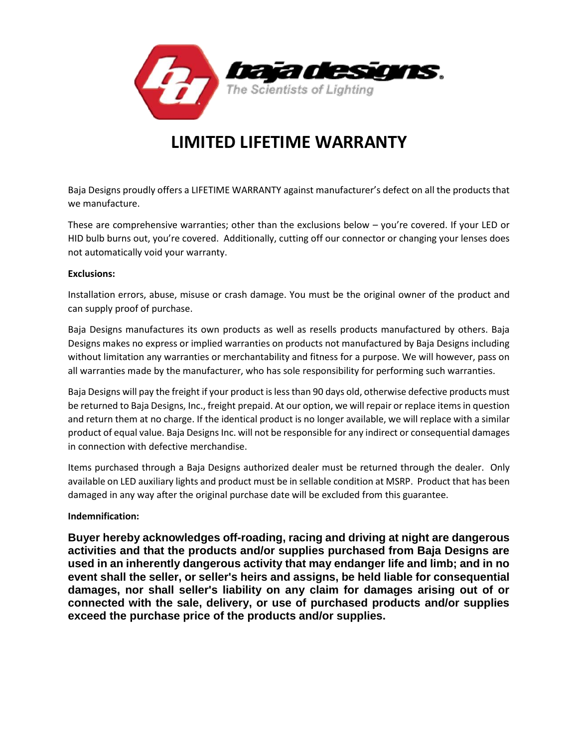# LIMITED LIFETIME WARRANTY

Baja Designs proudly offers a LIFETIME WARRANTY against manufacturer's defect on all the products that we manufacture.

These are comprehensive warranties; other than the exclusions below – you're covered. If your LED or HID bulb burns out, you're covered. Additionally, cutting off our connector or changing your lenses does not automatically void your warranty.

**Exclusions:**

Installation errors, abuse, misuse or crash damage. You must be the original owner of the product and can supply proof of purchase.

Baja Designs manufactures its own products as well as resells products manufactured by others. Baja Designs makes no express or implied warranties on products not manufactured by Baja Designs including without limitation any warranties or merchantability and fitness for a purpose. We will however, pass on all warranties made by the manufacturer, who has sole responsibility for performing such warranties.

Baja Designs will pay the freight if your product is less than 90 days old, otherwise defective products must be returned to Baja Designs, Inc., freight prepaid. At our option, we will repair or replace items in question and return them at no charge. If the identical product is no longer available, we will replace with a similar product of equal value. Baja Designs Inc. will not be responsible for any indirect or consequential damages in connection with defective merchandise.

Items purchased through a Baja Designs authorized dealer must be returned through the dealer. Only available on LED auxiliary lights and product must be in sellable condition at MSRP. Product that has been damaged in any way after the original purchase date will be excluded from this guarantee.

**Indemnification:**

**Buyer hereby acknowledges off-roading, racing and driving at night are dangerous activities and that the products and/or supplies purchased from Baja Designs are used in an inherently dangerous activity that may endanger life and limb; and in no event shall the seller, or seller's heirs and assigns, be held liable for consequential damages, nor shall seller's liability on any claim for damages arising out of or connected with the sale, delivery, or use of purchased products and/or supplies exceed the purchase price of the products and/or supplies.**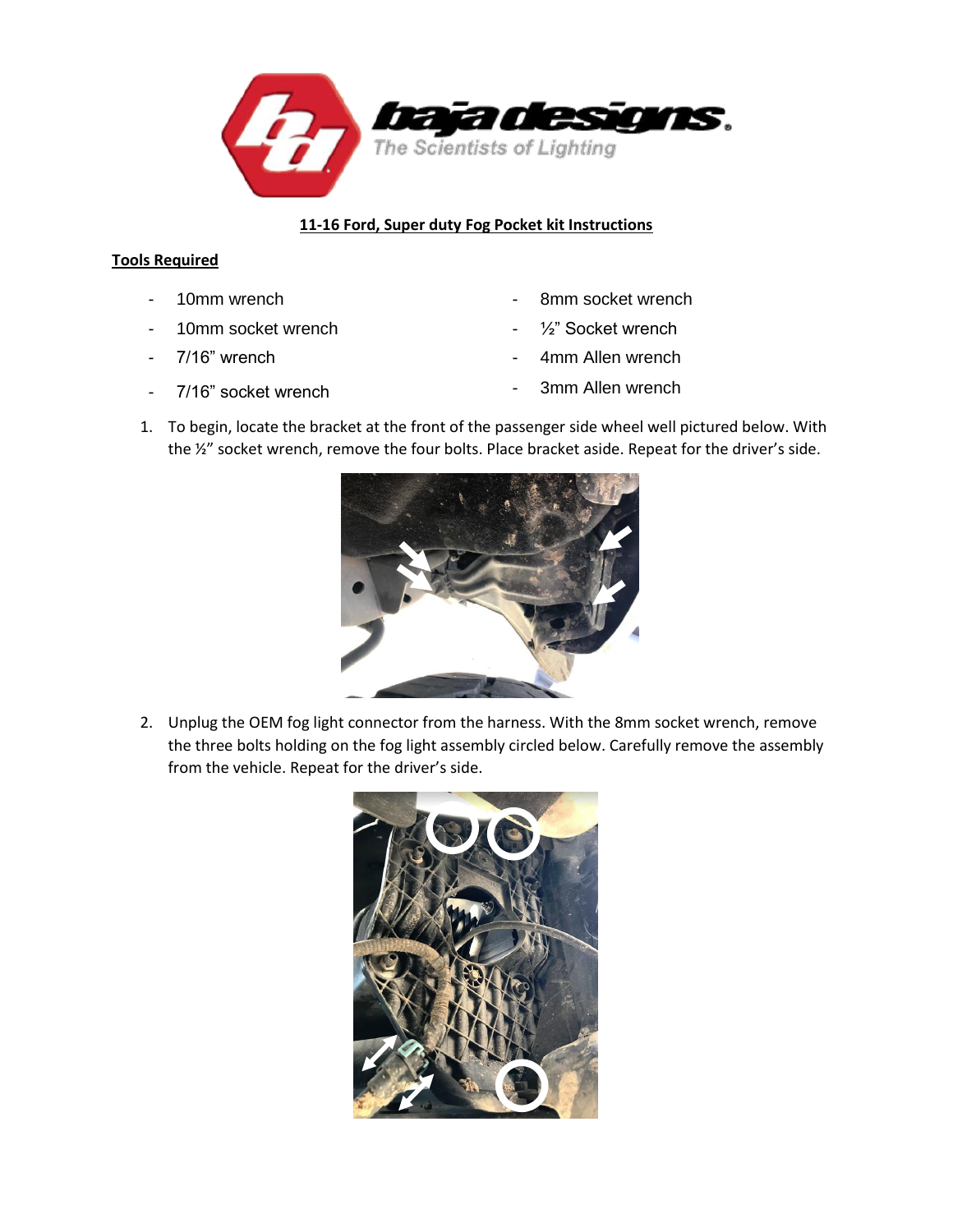**11-16 Ford, Super duty Fog Pocket kit Instructions**

**Tools Required**

- 10mm wrench
- 10mm socket wrench
- 7/16" wrench
- 7/16" socket wrench
- 8mm socket wrench
- ½" Socket wrench
- 4mm Allen wrench
- 3mm Allen wrench

1. To begin, locate the bracket at the front of the passenger side wheel well pictured below. With the ½" socket wrench, remove the four bolts. Place bracket aside. Repeat for the driver's side.

2. Unplug the OEM fog light connector from the harness. With the 8mm socket wrench, remove the three bolts holding on the fog light assembly circled below. Carefully remove the assembly from the vehicle. Repeat for the driver's side.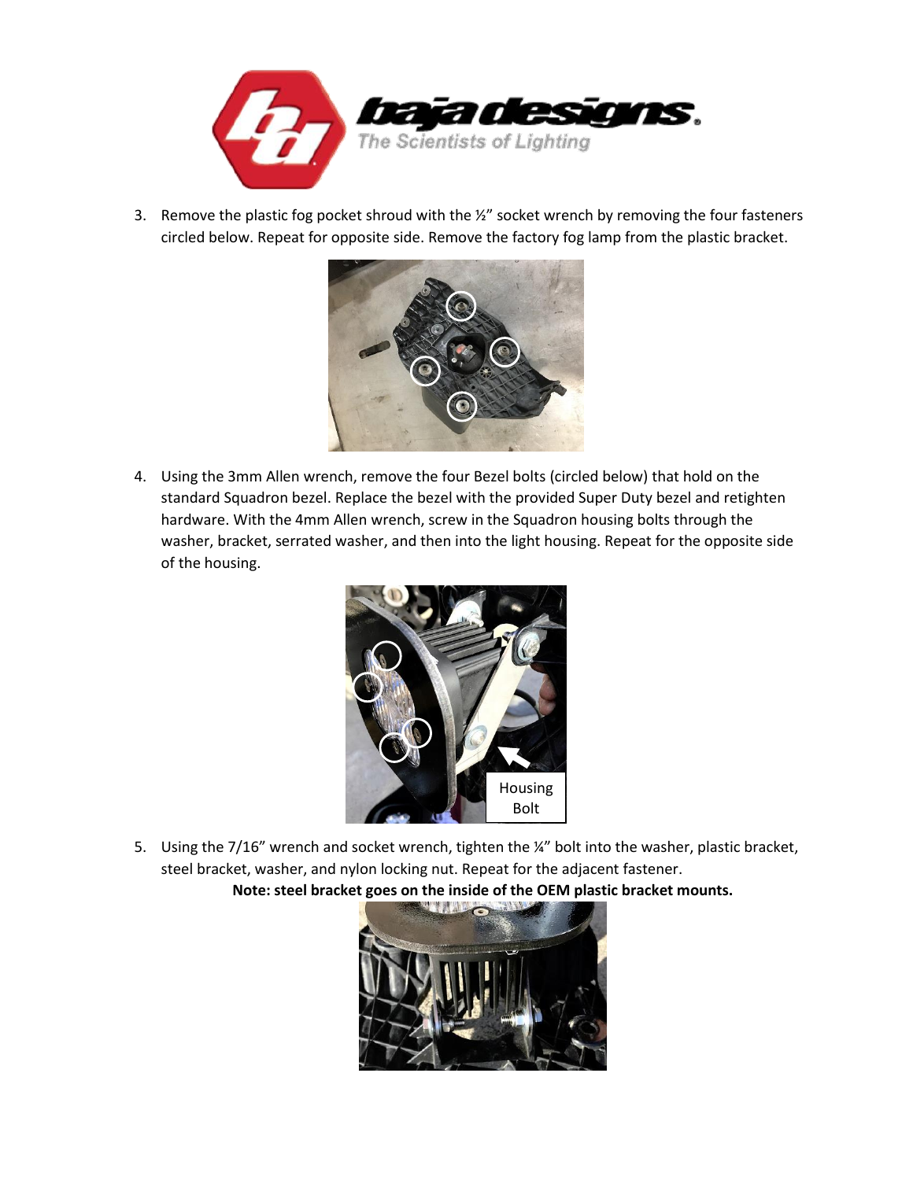3. Remove the plastic fog pocket shroud with the ½" socket wrench by removing the four fasteners circled below. Repeat for opposite side. Remove the factory fog lamp from the plastic bracket.

4. Using the 3mm Allen wrench, remove the four Bezel bolts (circled below) that hold on the standard Squadron bezel. Replace the bezel with the provided Super Duty bezel and retighten hardware. With the 4mm Allen wrench, screw in the Squadron housing bolts through the washer, bracket, serrated washer, and then into the light housing. Repeat for the opposite side of the housing.

5. Using the 7/16" wrench and socket wrench, tighten the ¼" bolt into the washer, plastic bracket, steel bracket, washer, and nylon locking nut. Repeat for the adjacent fastener.

**Note: steel bracket goes on the inside of the OEM plastic bracket mounts.**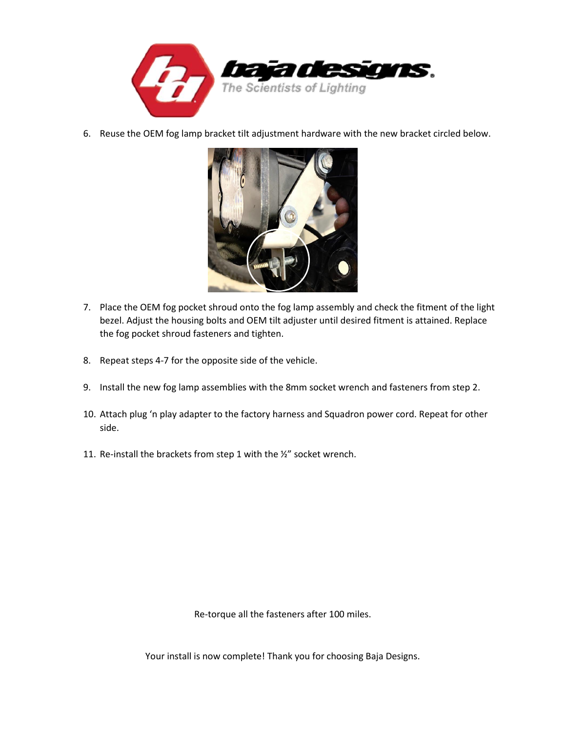6. Reuse the OEM fog lamp bracket tilt adjustment hardware with the new bracket circled below.

7. Place the OEM fog pocket shroud onto the fog lamp assembly and check the fitment of the light bezel. Adjust the housing bolts and OEM tilt adjuster until desired fitment is attained. Replace the fog pocket shroud fasteners and tighten.

8. Repeat steps 4-7 for the opposite side of the vehicle.

9. Install the new fog lamp assemblies with the 8mm socket wrench and fasteners from step 2.

10. Attach plug 'n play adapter to the factory harness and Squadron power cord. Repeat for other side.

11. Re-install the brackets from step 1 with the ½" socket wrench.

Re-torque all the fasteners after 100 miles.

Your install is now complete! Thank you for choosing Baja Designs.